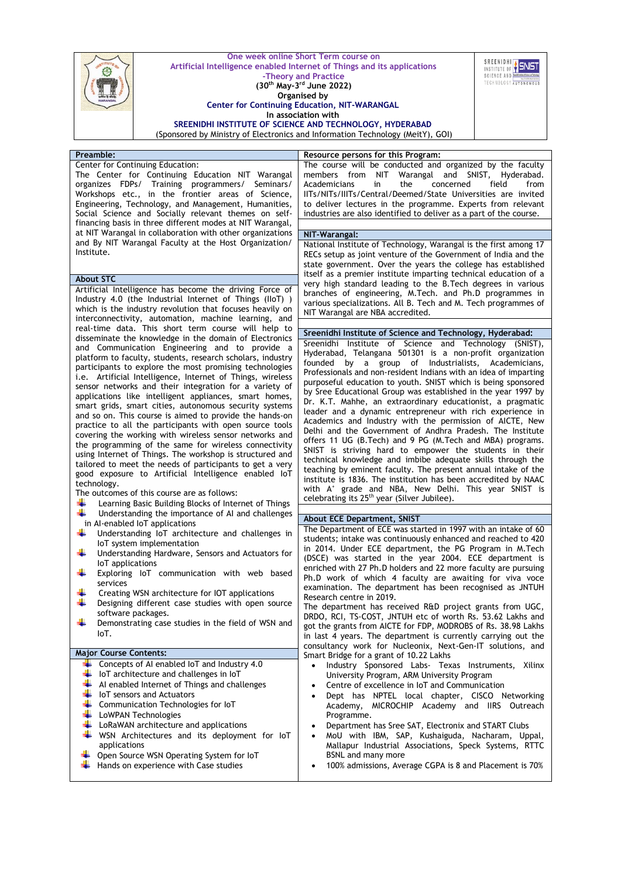One week online Short Term course on
Artificial Intelligence enabled Internet of Things and its applications
-Theory and Practice
**(30th May-3rd June 2022)**
**Organised by**
**Center for Continuing Education, NIT-WARANGAL**
**In association with**
**SREENIDHI INSTITUTE OF SCIENCE AND TECHNOLOGY, HYDERABAD**
(Sponsored by Ministry of Electronics and Information Technology (MeitY), GOI)

## Preamble:

Center for Continuing Education:
The Center for Continuing Education NIT Warangal organizes FDPs/ Training programmers/ Seminars/ Workshops etc., in the frontier areas of Science, Engineering, Technology, and Management, Humanities, Social Science and Socially relevant themes on self-financing basis in three different modes at NIT Warangal, at NIT Warangal in collaboration with other organizations and By NIT Warangal Faculty at the Host Organization/ Institute.

## About STC

Artificial Intelligence has become the driving Force of Industry 4.0 (the Industrial Internet of Things (IIoT) ) which is the industry revolution that focuses heavily on interconnectivity, automation, machine learning, and real-time data. This short term course will help to disseminate the knowledge in the domain of Electronics and Communication Engineering and to provide a platform to faculty, students, research scholars, industry participants to explore the most promising technologies i.e. Artificial Intelligence, Internet of Things, wireless sensor networks and their integration for a variety of applications like intelligent appliances, smart homes, smart grids, smart cities, autonomous security systems and so on. This course is aimed to provide the hands-on practice to all the participants with open source tools covering the working with wireless sensor networks and the programming of the same for wireless connectivity using Internet of Things. The workshop is structured and tailored to meet the needs of participants to get a very good exposure to Artificial Intelligence enabled IoT technology.

The outcomes of this course are as follows:

- Learning Basic Building Blocks of Internet of Things
- Understanding the importance of AI and challenges in AI-enabled IoT applications
- Understanding IoT architecture and challenges in IoT system implementation
- Understanding Hardware, Sensors and Actuators for IoT applications
- Exploring IoT communication with web based services
- Creating WSN architecture for IOT applications
- Designing different case studies with open source software packages.
- Demonstrating case studies in the field of WSN and IoT.

## Major Course Contents:

- Concepts of AI enabled IoT and Industry 4.0
- IoT architecture and challenges in IoT
- AI enabled Internet of Things and challenges
- IoT sensors and Actuators
- Communication Technologies for IoT
- LoWPAN Technologies
- LoRaWAN architecture and applications
- WSN Architectures and its deployment for IoT applications
- Open Source WSN Operating System for IoT
- Hands on experience with Case studies

## Resource persons for this Program:

The course will be conducted and organized by the faculty members from NIT Warangal and SNIST, Hyderabad. Academicians in the concerned field from IITs/NITs/IIITs/Central/Deemed/State Universities are invited to deliver lectures in the programme. Experts from relevant industries are also identified to deliver as a part of the course.

## NIT-Warangal:

National Institute of Technology, Warangal is the first among 17 RECs setup as joint venture of the Government of India and the state government. Over the years the college has established itself as a premier institute imparting technical education of a very high standard leading to the B.Tech degrees in various branches of engineering, M.Tech. and Ph.D programmes in various specializations. All B. Tech and M. Tech programmes of NIT Warangal are NBA accredited.

## Sreenidhi Institute of Science and Technology, Hyderabad:

Sreenidhi Institute of Science and Technology (SNIST), Hyderabad, Telangana 501301 is a non-profit organization founded by a group of Industrialists, Academicians, Professionals and non-resident Indians with an idea of imparting purposeful education to youth. SNIST which is being sponsored by Sree Educational Group was established in the year 1997 by Dr. K.T. Mahhe, an extraordinary educationist, a pragmatic leader and a dynamic entrepreneur with rich experience in Academics and Industry with the permission of AICTE, New Delhi and the Government of Andhra Pradesh. The Institute offers 11 UG (B.Tech) and 9 PG (M.Tech and MBA) programs. SNIST is striving hard to empower the students in their technical knowledge and imbibe adequate skills through the teaching by eminent faculty. The present annual intake of the institute is 1836. The institution has been accredited by NAAC with A+ grade and NBA, New Delhi. This year SNIST is celebrating its 25th year (Silver Jubilee).

## About ECE Department, SNIST

The Department of ECE was started in 1997 with an intake of 60 students; intake was continuously enhanced and reached to 420 in 2014. Under ECE department, the PG Program in M.Tech (DSCE) was started in the year 2004. ECE department is enriched with 27 Ph.D holders and 22 more faculty are pursuing Ph.D work of which 4 faculty are awaiting for viva voce examination. The department has been recognised as JNTUH Research centre in 2019.

The department has received R&D project grants from UGC, DRDO, RCI, TS-COST, JNTUH etc of worth Rs. 53.62 Lakhs and got the grants from AICTE for FDP, MODROBS of Rs. 38.98 Lakhs in last 4 years. The department is currently carrying out the consultancy work for Nucleonix, Next-Gen-IT solutions, and Smart Bridge for a grant of 10.22 Lakhs

- Industry Sponsored Labs- Texas Instruments, Xilinx University Program, ARM University Program
- Centre of excellence in IoT and Communication
- Dept has NPTEL local chapter, CISCO Networking Academy, MICROCHIP Academy and IIRS Outreach Programme.
- Department has Sree SAT, Electronix and START Clubs
- MoU with IBM, SAP, Kushaiguda, Nacharam, Uppal, Mallapur Industrial Associations, Speck Systems, RTTC BSNL and many more
- 100% admissions, Average CGPA is 8 and Placement is 70%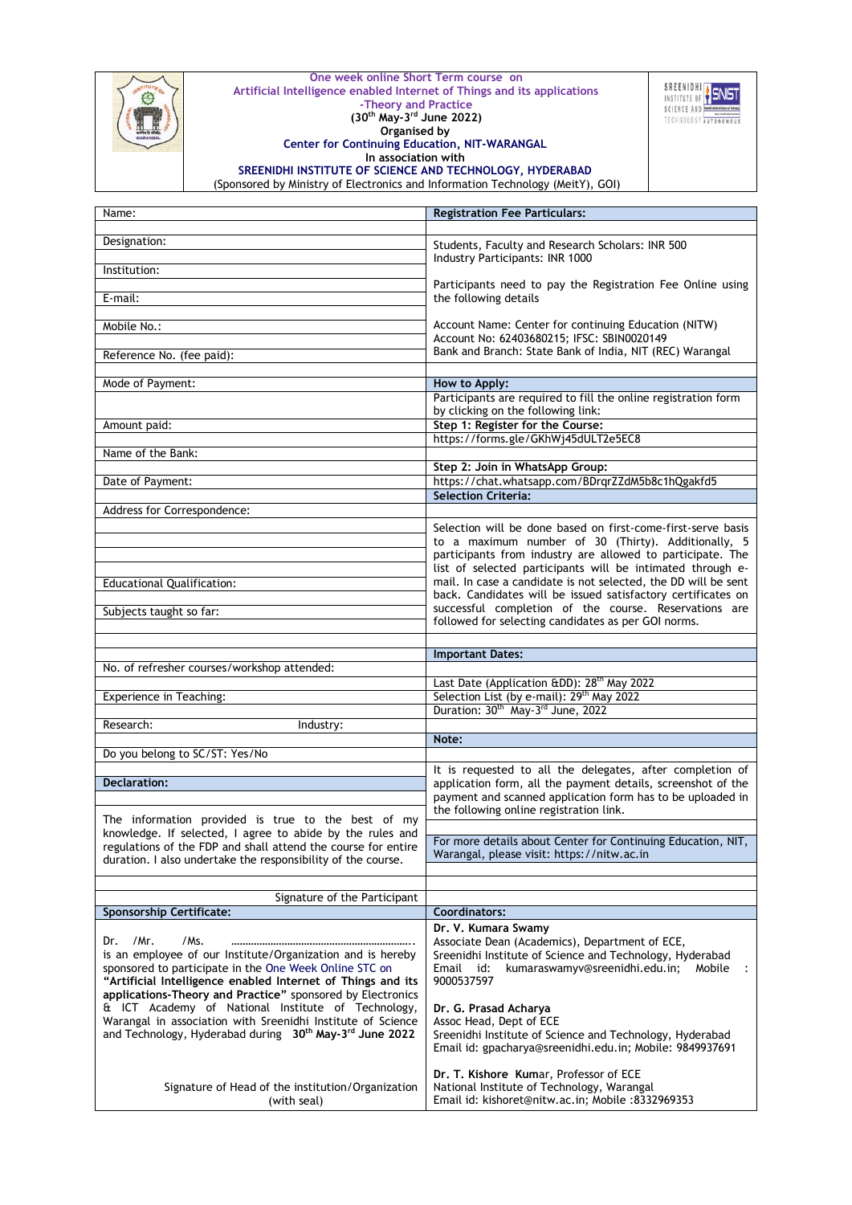One week online Short Term course on
Artificial Intelligence enabled Internet of Things and its applications
-Theory and Practice
($30^{th}$ May-$3^{rd}$ June 2022)
Organised by
Center for Continuing Education, NIT-WARANGAL
In association with
SREENIDHI INSTITUTE OF SCIENCE AND TECHNOLOGY, HYDERABAD
(Sponsored by Ministry of Electronics and Information Technology (MeitY), GOI)

| | |
|---|---|
| Name: | **Registration Fee Particulars:** |
| Designation: | Students, Faculty and Research Scholars: INR 500<br>Industry Participants: INR 1000 |
| Institution: | Participants need to pay the Registration Fee Online using the following details |
| E-mail: | |
| Mobile No.: | Account Name: Center for continuing Education (NITW)<br>Account No: 62403680215; IFSC: SBIN0020149<br>Bank and Branch: State Bank of India, NIT (REC) Warangal |
| Reference No. (fee paid): | |
| Mode of Payment: | **How to Apply:** |
| | Participants are required to fill the online registration form by clicking on the following link: |
| Amount paid: | **Step 1: Register for the Course:** |
| | https://forms.gle/GKhWj45dULT2e5EC8 |
| Name of the Bank: | |
| | **Step 2: Join in WhatsApp Group:** |
| Date of Payment: | https://chat.whatsapp.com/BDrqrZZdM5b8c1hQgakfd5 |
| | **Selection Criteria:** |
| Address for Correspondence: | |
| Educational Qualification: | Selection will be done based on first-come-first-serve basis to a maximum number of 30 (Thirty). Additionally, 5 participants from industry are allowed to participate. The list of selected participants will be intimated through e-mail. In case a candidate is not selected, the DD will be sent back. Candidates will be issued satisfactory certificates on successful completion of the course. Reservations are followed for selecting candidates as per GOI norms. |
| Subjects taught so far: | |
| | **Important Dates:** |
| No. of refresher courses/workshop attended: | |
| | Last Date (Application &DD): $28^{th}$ May 2022 |
| Experience in Teaching: | Selection List (by e-mail): $29^{th}$ May 2022 |
| | Duration: $30^{th}$ May-$3^{rd}$ June, 2022 |
| Research: Industry: | |
| | **Note:** |
| Do you belong to SC/ST: Yes/No | |
| **Declaration:** | It is requested to all the delegates, after completion of application form, all the payment details, screenshot of the payment and scanned application form has to be uploaded in the following online registration link. |
| The information provided is true to the best of my knowledge. If selected, I agree to abide by the rules and regulations of the FDP and shall attend the course for entire duration. I also undertake the responsibility of the course. | For more details about Center for Continuing Education, NIT, Warangal, please visit: https://nitw.ac.in |
| Signature of the Participant | |
| **Sponsorship Certificate:** | **Coordinators:** |
| Dr. /Mr. /Ms. ……………………………………………………….. is an employee of our Institute/Organization and is hereby sponsored to participate in the One Week Online STC on **"Artificial Intelligence enabled Internet of Things and its applications-Theory and Practice"** sponsored by Electronics & ICT Academy of National Institute of Technology, Warangal in association with Sreenidhi Institute of Science and Technology, Hyderabad during **$30^{th}$ May-$3^{rd}$ June 2022**<br><br>Signature of Head of the institution/Organization (with seal) | **Dr. V. Kumara Swamy**<br>Associate Dean (Academics), Department of ECE,<br>Sreenidhi Institute of Science and Technology, Hyderabad<br>Email id: kumaraswamyv@sreenidhi.edu.in; Mobile : 9000537597<br><br>**Dr. G. Prasad Acharya**<br>Assoc Head, Dept of ECE<br>Sreenidhi Institute of Science and Technology, Hyderabad<br>Email id: gpacharya@sreenidhi.edu.in; Mobile: 9849937691<br><br>**Dr. T. Kishore Kumar**, Professor of ECE<br>National Institute of Technology, Warangal<br>Email id: kishoret@nitw.ac.in; Mobile :8332969353 |